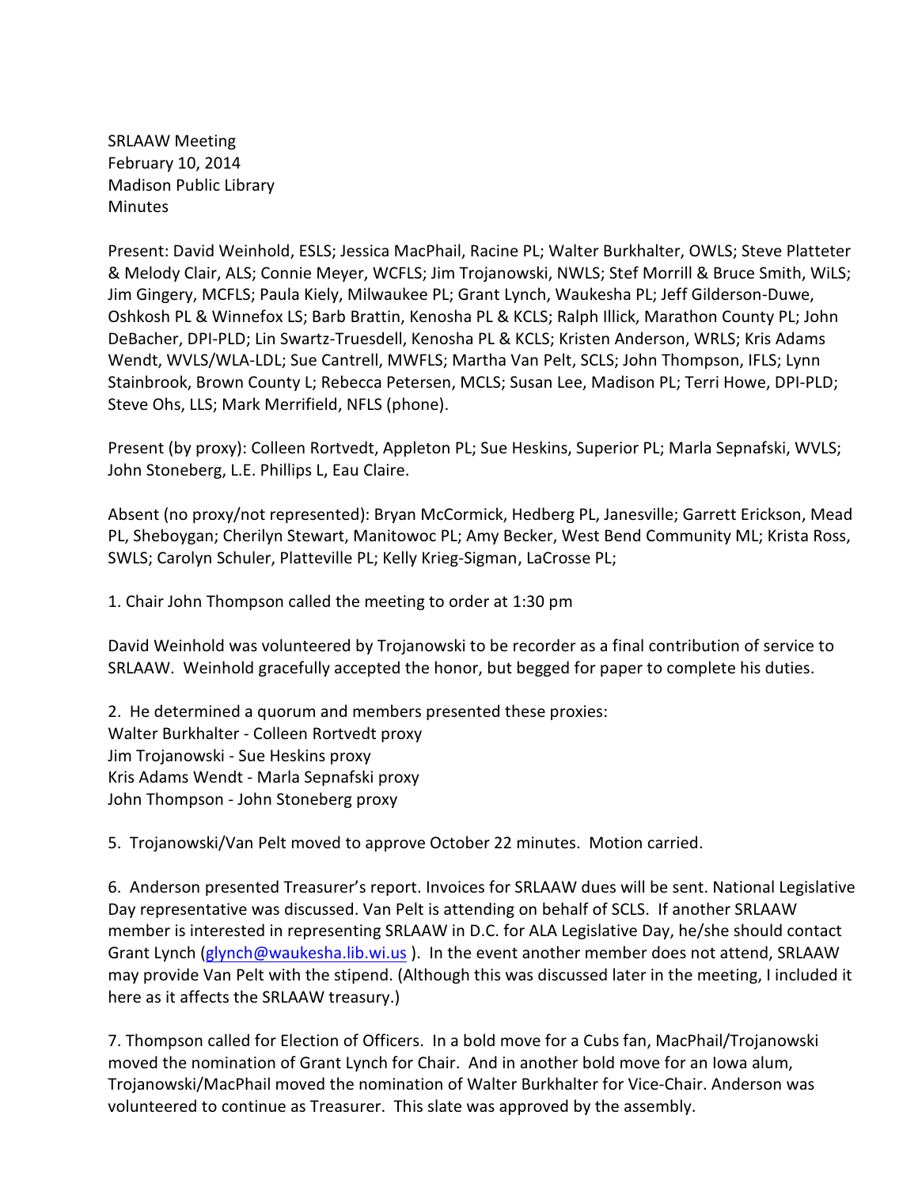SRLAAW Meeting
February 10, 2014
Madison Public Library
Minutes

Present: David Weinhold, ESLS; Jessica MacPhail, Racine PL; Walter Burkhalter, OWLS; Steve Platteter & Melody Clair, ALS; Connie Meyer, WCFLS; Jim Trojanowski, NWLS; Stef Morrill & Bruce Smith, WiLS; Jim Gingery, MCFLS; Paula Kiely, Milwaukee PL; Grant Lynch, Waukesha PL; Jeff Gilderson-Duwe, Oshkosh PL & Winnefox LS; Barb Brattin, Kenosha PL & KCLS; Ralph Illick, Marathon County PL; John DeBacher, DPI-PLD; Lin Swartz-Truesdell, Kenosha PL & KCLS; Kristen Anderson, WRLS; Kris Adams Wendt, WVLS/WLA-LDL; Sue Cantrell, MWFLS; Martha Van Pelt, SCLS; John Thompson, IFLS; Lynn Stainbrook, Brown County L; Rebecca Petersen, MCLS; Susan Lee, Madison PL; Terri Howe, DPI-PLD; Steve Ohs, LLS; Mark Merrifield, NFLS (phone).

Present (by proxy): Colleen Rortvedt, Appleton PL; Sue Heskins, Superior PL; Marla Sepnafski, WVLS; John Stoneberg, L.E. Phillips L, Eau Claire.

Absent (no proxy/not represented): Bryan McCormick, Hedberg PL, Janesville; Garrett Erickson, Mead PL, Sheboygan; Cherilyn Stewart, Manitowoc PL; Amy Becker, West Bend Community ML; Krista Ross, SWLS; Carolyn Schuler, Platteville PL; Kelly Krieg-Sigman, LaCrosse PL;

1. Chair John Thompson called the meeting to order at 1:30 pm

David Weinhold was volunteered by Trojanowski to be recorder as a final contribution of service to SRLAAW. Weinhold gracefully accepted the honor, but begged for paper to complete his duties.

2. He determined a quorum and members presented these proxies:
Walter Burkhalter - Colleen Rortvedt proxy
Jim Trojanowski - Sue Heskins proxy
Kris Adams Wendt - Marla Sepnafski proxy
John Thompson - John Stoneberg proxy

5. Trojanowski/Van Pelt moved to approve October 22 minutes. Motion carried.

6. Anderson presented Treasurer's report. Invoices for SRLAAW dues will be sent. National Legislative Day representative was discussed. Van Pelt is attending on behalf of SCLS. If another SRLAAW member is interested in representing SRLAAW in D.C. for ALA Legislative Day, he/she should contact Grant Lynch (glynch@waukesha.lib.wi.us ). In the event another member does not attend, SRLAAW may provide Van Pelt with the stipend. (Although this was discussed later in the meeting, I included it here as it affects the SRLAAW treasury.)

7. Thompson called for Election of Officers. In a bold move for a Cubs fan, MacPhail/Trojanowski moved the nomination of Grant Lynch for Chair. And in another bold move for an Iowa alum, Trojanowski/MacPhail moved the nomination of Walter Burkhalter for Vice-Chair. Anderson was volunteered to continue as Treasurer. This slate was approved by the assembly.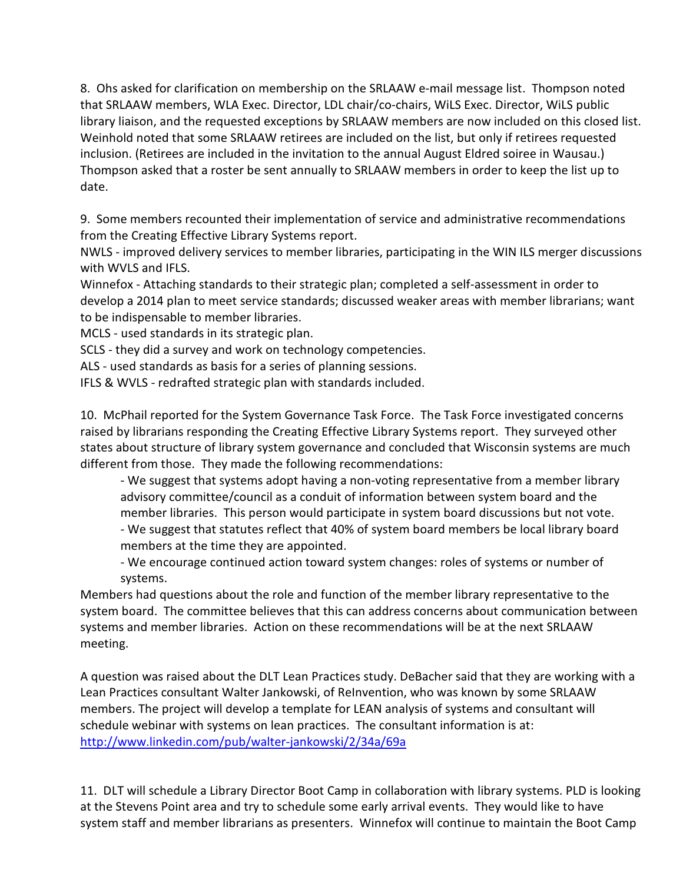8. Ohs asked for clarification on membership on the SRLAAW e-mail message list. Thompson noted that SRLAAW members, WLA Exec. Director, LDL chair/co-chairs, WiLS Exec. Director, WiLS public library liaison, and the requested exceptions by SRLAAW members are now included on this closed list. Weinhold noted that some SRLAAW retirees are included on the list, but only if retirees requested inclusion. (Retirees are included in the invitation to the annual August Eldred soiree in Wausau.) Thompson asked that a roster be sent annually to SRLAAW members in order to keep the list up to date.

9. Some members recounted their implementation of service and administrative recommendations from the Creating Effective Library Systems report.
NWLS - improved delivery services to member libraries, participating in the WIN ILS merger discussions with WVLS and IFLS.
Winnefox - Attaching standards to their strategic plan; completed a self-assessment in order to develop a 2014 plan to meet service standards; discussed weaker areas with member librarians; want to be indispensable to member libraries.
MCLS - used standards in its strategic plan.
SCLS - they did a survey and work on technology competencies.
ALS - used standards as basis for a series of planning sessions.
IFLS & WVLS - redrafted strategic plan with standards included.

10. McPhail reported for the System Governance Task Force. The Task Force investigated concerns raised by librarians responding the Creating Effective Library Systems report. They surveyed other states about structure of library system governance and concluded that Wisconsin systems are much different from those. They made the following recommendations:

> - We suggest that systems adopt having a non-voting representative from a member library advisory committee/council as a conduit of information between system board and the member libraries. This person would participate in system board discussions but not vote.
> - We suggest that statutes reflect that 40% of system board members be local library board members at the time they are appointed.
> - We encourage continued action toward system changes: roles of systems or number of systems.

Members had questions about the role and function of the member library representative to the system board. The committee believes that this can address concerns about communication between systems and member libraries. Action on these recommendations will be at the next SRLAAW meeting.

A question was raised about the DLT Lean Practices study. DeBacher said that they are working with a Lean Practices consultant Walter Jankowski, of ReInvention, who was known by some SRLAAW members. The project will develop a template for LEAN analysis of systems and consultant will schedule webinar with systems on lean practices. The consultant information is at: http://www.linkedin.com/pub/walter-jankowski/2/34a/69a

11. DLT will schedule a Library Director Boot Camp in collaboration with library systems. PLD is looking at the Stevens Point area and try to schedule some early arrival events. They would like to have system staff and member librarians as presenters. Winnefox will continue to maintain the Boot Camp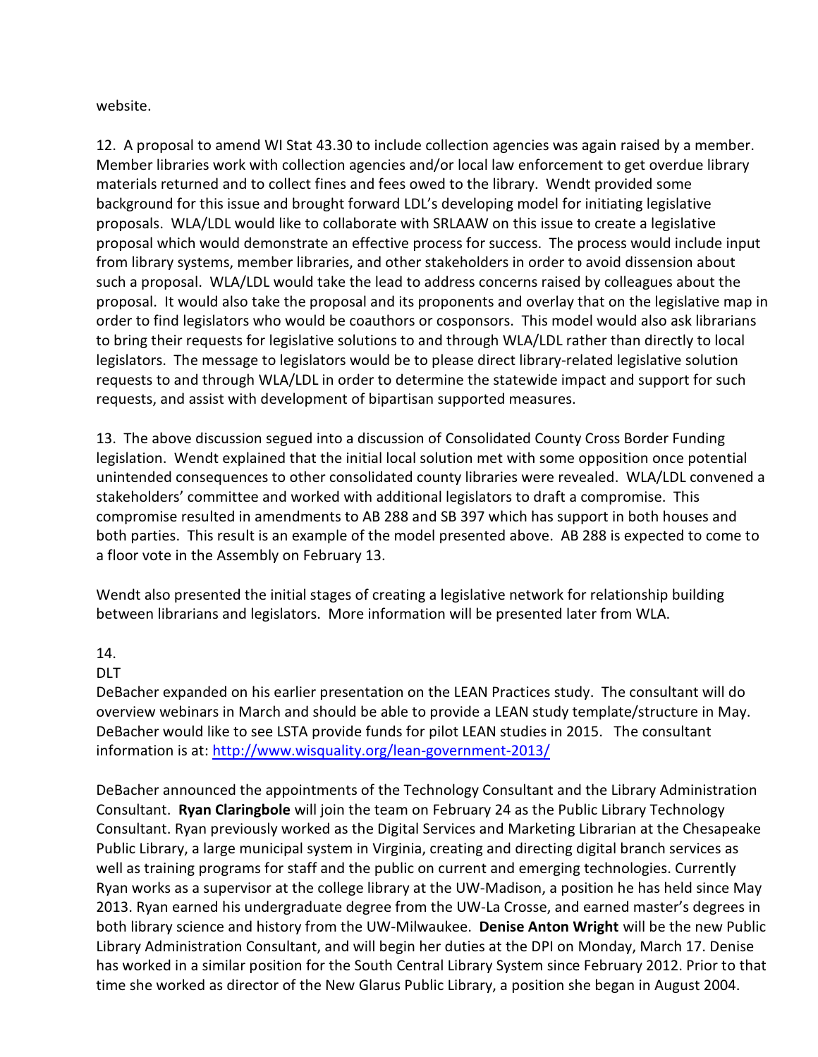website.

12. A proposal to amend WI Stat 43.30 to include collection agencies was again raised by a member. Member libraries work with collection agencies and/or local law enforcement to get overdue library materials returned and to collect fines and fees owed to the library. Wendt provided some background for this issue and brought forward LDL's developing model for initiating legislative proposals. WLA/LDL would like to collaborate with SRLAAW on this issue to create a legislative proposal which would demonstrate an effective process for success. The process would include input from library systems, member libraries, and other stakeholders in order to avoid dissension about such a proposal. WLA/LDL would take the lead to address concerns raised by colleagues about the proposal. It would also take the proposal and its proponents and overlay that on the legislative map in order to find legislators who would be coauthors or cosponsors. This model would also ask librarians to bring their requests for legislative solutions to and through WLA/LDL rather than directly to local legislators. The message to legislators would be to please direct library-related legislative solution requests to and through WLA/LDL in order to determine the statewide impact and support for such requests, and assist with development of bipartisan supported measures.

13. The above discussion segued into a discussion of Consolidated County Cross Border Funding legislation. Wendt explained that the initial local solution met with some opposition once potential unintended consequences to other consolidated county libraries were revealed. WLA/LDL convened a stakeholders' committee and worked with additional legislators to draft a compromise. This compromise resulted in amendments to AB 288 and SB 397 which has support in both houses and both parties. This result is an example of the model presented above. AB 288 is expected to come to a floor vote in the Assembly on February 13.

Wendt also presented the initial stages of creating a legislative network for relationship building between librarians and legislators. More information will be presented later from WLA.

14.

DLT

DeBacher expanded on his earlier presentation on the LEAN Practices study. The consultant will do overview webinars in March and should be able to provide a LEAN study template/structure in May. DeBacher would like to see LSTA provide funds for pilot LEAN studies in 2015. The consultant information is at: http://www.wisquality.org/lean-government-2013/

DeBacher announced the appointments of the Technology Consultant and the Library Administration Consultant. **Ryan Claringbole** will join the team on February 24 as the Public Library Technology Consultant. Ryan previously worked as the Digital Services and Marketing Librarian at the Chesapeake Public Library, a large municipal system in Virginia, creating and directing digital branch services as well as training programs for staff and the public on current and emerging technologies. Currently Ryan works as a supervisor at the college library at the UW-Madison, a position he has held since May 2013. Ryan earned his undergraduate degree from the UW-La Crosse, and earned master's degrees in both library science and history from the UW-Milwaukee. **Denise Anton Wright** will be the new Public Library Administration Consultant, and will begin her duties at the DPI on Monday, March 17. Denise has worked in a similar position for the South Central Library System since February 2012. Prior to that time she worked as director of the New Glarus Public Library, a position she began in August 2004.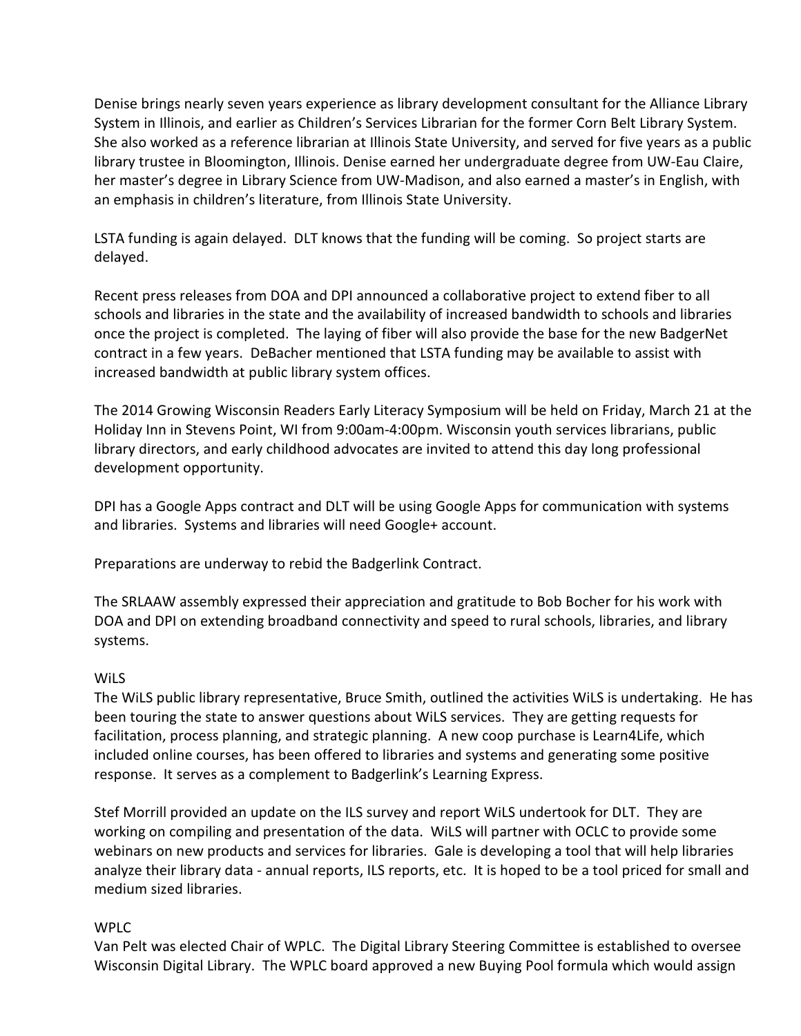Denise brings nearly seven years experience as library development consultant for the Alliance Library System in Illinois, and earlier as Children's Services Librarian for the former Corn Belt Library System. She also worked as a reference librarian at Illinois State University, and served for five years as a public library trustee in Bloomington, Illinois. Denise earned her undergraduate degree from UW-Eau Claire, her master's degree in Library Science from UW-Madison, and also earned a master's in English, with an emphasis in children's literature, from Illinois State University.

LSTA funding is again delayed. DLT knows that the funding will be coming. So project starts are delayed.

Recent press releases from DOA and DPI announced a collaborative project to extend fiber to all schools and libraries in the state and the availability of increased bandwidth to schools and libraries once the project is completed. The laying of fiber will also provide the base for the new BadgerNet contract in a few years. DeBacher mentioned that LSTA funding may be available to assist with increased bandwidth at public library system offices.

The 2014 Growing Wisconsin Readers Early Literacy Symposium will be held on Friday, March 21 at the Holiday Inn in Stevens Point, WI from 9:00am-4:00pm. Wisconsin youth services librarians, public library directors, and early childhood advocates are invited to attend this day long professional development opportunity.

DPI has a Google Apps contract and DLT will be using Google Apps for communication with systems and libraries. Systems and libraries will need Google+ account.

Preparations are underway to rebid the Badgerlink Contract.

The SRLAAW assembly expressed their appreciation and gratitude to Bob Bocher for his work with DOA and DPI on extending broadband connectivity and speed to rural schools, libraries, and library systems.

WiLS

The WiLS public library representative, Bruce Smith, outlined the activities WiLS is undertaking. He has been touring the state to answer questions about WiLS services. They are getting requests for facilitation, process planning, and strategic planning. A new coop purchase is Learn4Life, which included online courses, has been offered to libraries and systems and generating some positive response. It serves as a complement to Badgerlink's Learning Express.

Stef Morrill provided an update on the ILS survey and report WiLS undertook for DLT. They are working on compiling and presentation of the data. WiLS will partner with OCLC to provide some webinars on new products and services for libraries. Gale is developing a tool that will help libraries analyze their library data - annual reports, ILS reports, etc. It is hoped to be a tool priced for small and medium sized libraries.

WPLC

Van Pelt was elected Chair of WPLC. The Digital Library Steering Committee is established to oversee Wisconsin Digital Library. The WPLC board approved a new Buying Pool formula which would assign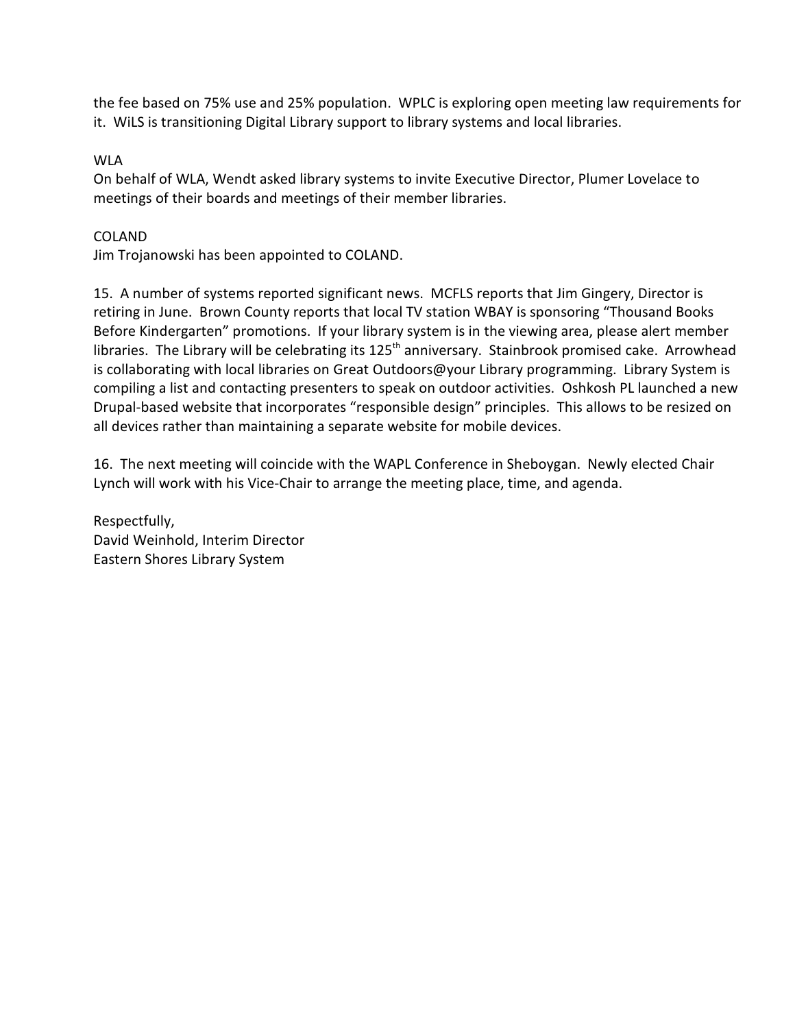the fee based on 75% use and 25% population. WPLC is exploring open meeting law requirements for it. WiLS is transitioning Digital Library support to library systems and local libraries.

WLA
On behalf of WLA, Wendt asked library systems to invite Executive Director, Plumer Lovelace to meetings of their boards and meetings of their member libraries.

COLAND
Jim Trojanowski has been appointed to COLAND.

15. A number of systems reported significant news. MCFLS reports that Jim Gingery, Director is retiring in June. Brown County reports that local TV station WBAY is sponsoring "Thousand Books Before Kindergarten" promotions. If your library system is in the viewing area, please alert member libraries. The Library will be celebrating its 125th anniversary. Stainbrook promised cake. Arrowhead is collaborating with local libraries on Great Outdoors@your Library programming. Library System is compiling a list and contacting presenters to speak on outdoor activities. Oshkosh PL launched a new Drupal-based website that incorporates "responsible design" principles. This allows to be resized on all devices rather than maintaining a separate website for mobile devices.

16. The next meeting will coincide with the WAPL Conference in Sheboygan. Newly elected Chair Lynch will work with his Vice-Chair to arrange the meeting place, time, and agenda.

Respectfully,
David Weinhold, Interim Director
Eastern Shores Library System